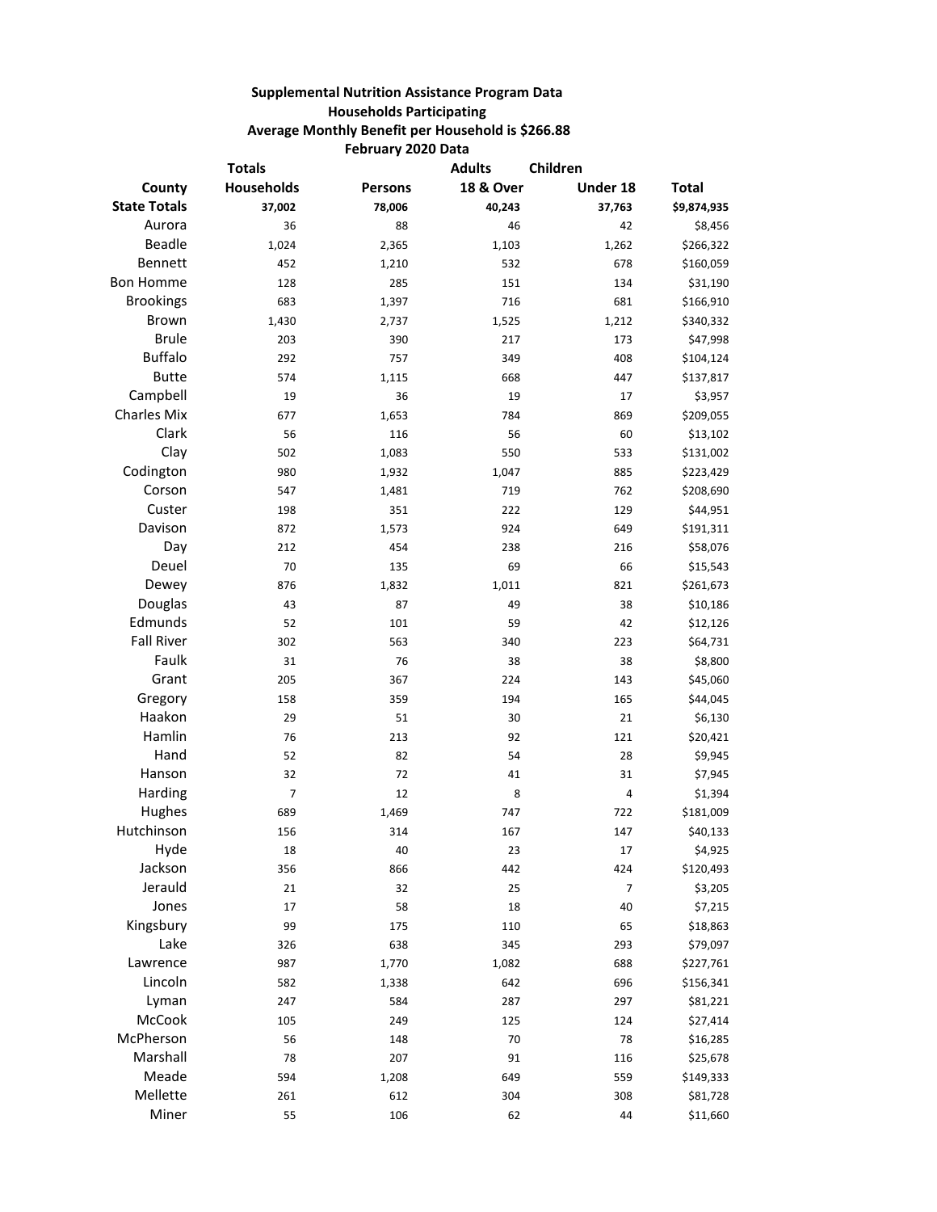**Supplemental Nutrition Assistance Program Data**

**Households Participating**

**Average Monthly Benefit per Household is $266.88**

**February 2020 Data**

| County | Totals Households | Persons | Adults 18 & Over | Children Under 18 | Total |
|---|---|---|---|---|---|
| **State Totals** | **37,002** | **78,006** | **40,243** | **37,763** | **$9,874,935** |
| Aurora | 36 | 88 | 46 | 42 | $8,456 |
| Beadle | 1,024 | 2,365 | 1,103 | 1,262 | $266,322 |
| Bennett | 452 | 1,210 | 532 | 678 | $160,059 |
| Bon Homme | 128 | 285 | 151 | 134 | $31,190 |
| Brookings | 683 | 1,397 | 716 | 681 | $166,910 |
| Brown | 1,430 | 2,737 | 1,525 | 1,212 | $340,332 |
| Brule | 203 | 390 | 217 | 173 | $47,998 |
| Buffalo | 292 | 757 | 349 | 408 | $104,124 |
| Butte | 574 | 1,115 | 668 | 447 | $137,817 |
| Campbell | 19 | 36 | 19 | 17 | $3,957 |
| Charles Mix | 677 | 1,653 | 784 | 869 | $209,055 |
| Clark | 56 | 116 | 56 | 60 | $13,102 |
| Clay | 502 | 1,083 | 550 | 533 | $131,002 |
| Codington | 980 | 1,932 | 1,047 | 885 | $223,429 |
| Corson | 547 | 1,481 | 719 | 762 | $208,690 |
| Custer | 198 | 351 | 222 | 129 | $44,951 |
| Davison | 872 | 1,573 | 924 | 649 | $191,311 |
| Day | 212 | 454 | 238 | 216 | $58,076 |
| Deuel | 70 | 135 | 69 | 66 | $15,543 |
| Dewey | 876 | 1,832 | 1,011 | 821 | $261,673 |
| Douglas | 43 | 87 | 49 | 38 | $10,186 |
| Edmunds | 52 | 101 | 59 | 42 | $12,126 |
| Fall River | 302 | 563 | 340 | 223 | $64,731 |
| Faulk | 31 | 76 | 38 | 38 | $8,800 |
| Grant | 205 | 367 | 224 | 143 | $45,060 |
| Gregory | 158 | 359 | 194 | 165 | $44,045 |
| Haakon | 29 | 51 | 30 | 21 | $6,130 |
| Hamlin | 76 | 213 | 92 | 121 | $20,421 |
| Hand | 52 | 82 | 54 | 28 | $9,945 |
| Hanson | 32 | 72 | 41 | 31 | $7,945 |
| Harding | 7 | 12 | 8 | 4 | $1,394 |
| Hughes | 689 | 1,469 | 747 | 722 | $181,009 |
| Hutchinson | 156 | 314 | 167 | 147 | $40,133 |
| Hyde | 18 | 40 | 23 | 17 | $4,925 |
| Jackson | 356 | 866 | 442 | 424 | $120,493 |
| Jerauld | 21 | 32 | 25 | 7 | $3,205 |
| Jones | 17 | 58 | 18 | 40 | $7,215 |
| Kingsbury | 99 | 175 | 110 | 65 | $18,863 |
| Lake | 326 | 638 | 345 | 293 | $79,097 |
| Lawrence | 987 | 1,770 | 1,082 | 688 | $227,761 |
| Lincoln | 582 | 1,338 | 642 | 696 | $156,341 |
| Lyman | 247 | 584 | 287 | 297 | $81,221 |
| McCook | 105 | 249 | 125 | 124 | $27,414 |
| McPherson | 56 | 148 | 70 | 78 | $16,285 |
| Marshall | 78 | 207 | 91 | 116 | $25,678 |
| Meade | 594 | 1,208 | 649 | 559 | $149,333 |
| Mellette | 261 | 612 | 304 | 308 | $81,728 |
| Miner | 55 | 106 | 62 | 44 | $11,660 |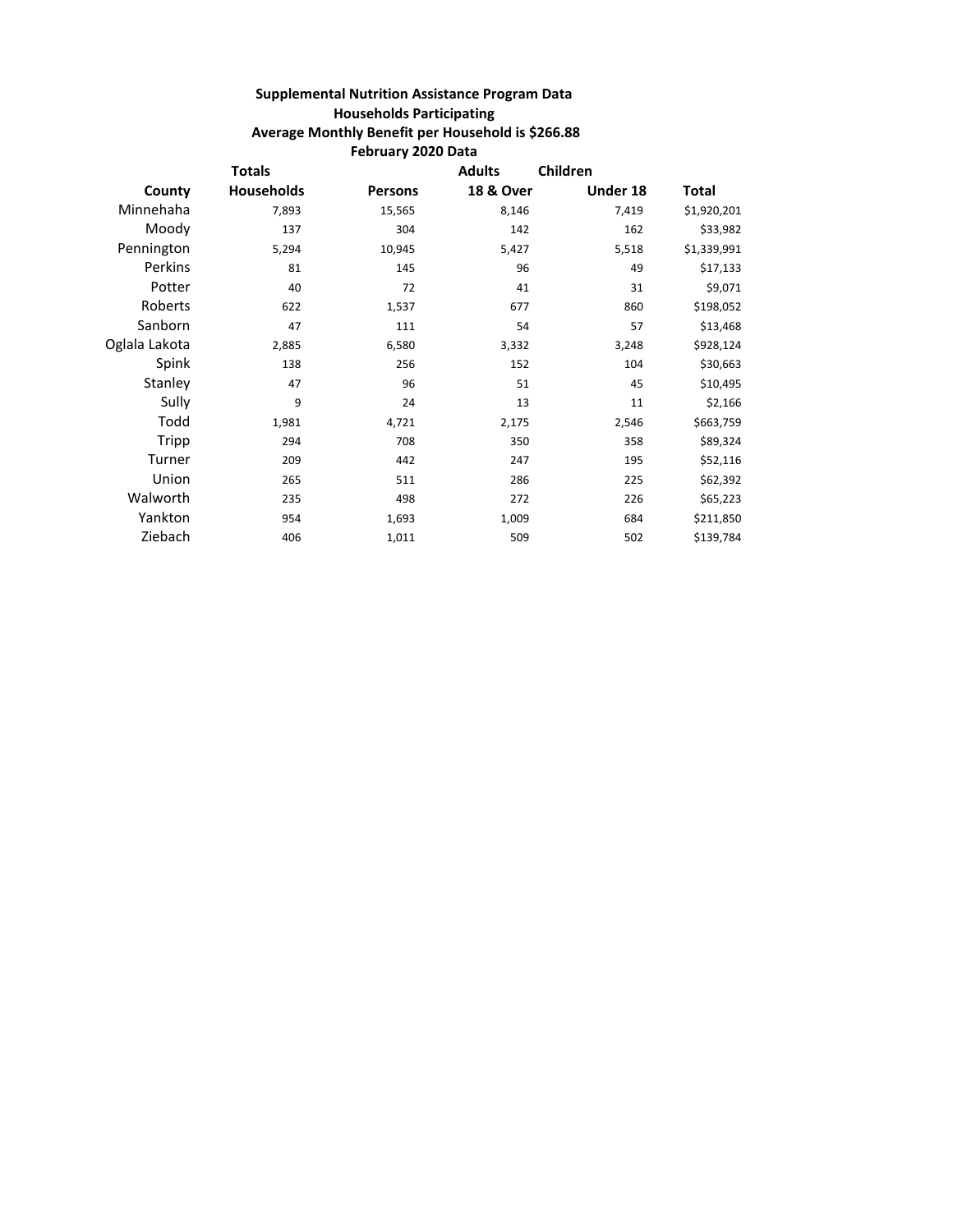**Supplemental Nutrition Assistance Program Data**

**Households Participating**

**Average Monthly Benefit per Household is $266.88**

**February 2020 Data**

| County | Totals Households | Persons | Adults 18 & Over | Children Under 18 | Total |
|---|---|---|---|---|---|
| Minnehaha | 7,893 | 15,565 | 8,146 | 7,419 | $1,920,201 |
| Moody | 137 | 304 | 142 | 162 | $33,982 |
| Pennington | 5,294 | 10,945 | 5,427 | 5,518 | $1,339,991 |
| Perkins | 81 | 145 | 96 | 49 | $17,133 |
| Potter | 40 | 72 | 41 | 31 | $9,071 |
| Roberts | 622 | 1,537 | 677 | 860 | $198,052 |
| Sanborn | 47 | 111 | 54 | 57 | $13,468 |
| Oglala Lakota | 2,885 | 6,580 | 3,332 | 3,248 | $928,124 |
| Spink | 138 | 256 | 152 | 104 | $30,663 |
| Stanley | 47 | 96 | 51 | 45 | $10,495 |
| Sully | 9 | 24 | 13 | 11 | $2,166 |
| Todd | 1,981 | 4,721 | 2,175 | 2,546 | $663,759 |
| Tripp | 294 | 708 | 350 | 358 | $89,324 |
| Turner | 209 | 442 | 247 | 195 | $52,116 |
| Union | 265 | 511 | 286 | 225 | $62,392 |
| Walworth | 235 | 498 | 272 | 226 | $65,223 |
| Yankton | 954 | 1,693 | 1,009 | 684 | $211,850 |
| Ziebach | 406 | 1,011 | 509 | 502 | $139,784 |